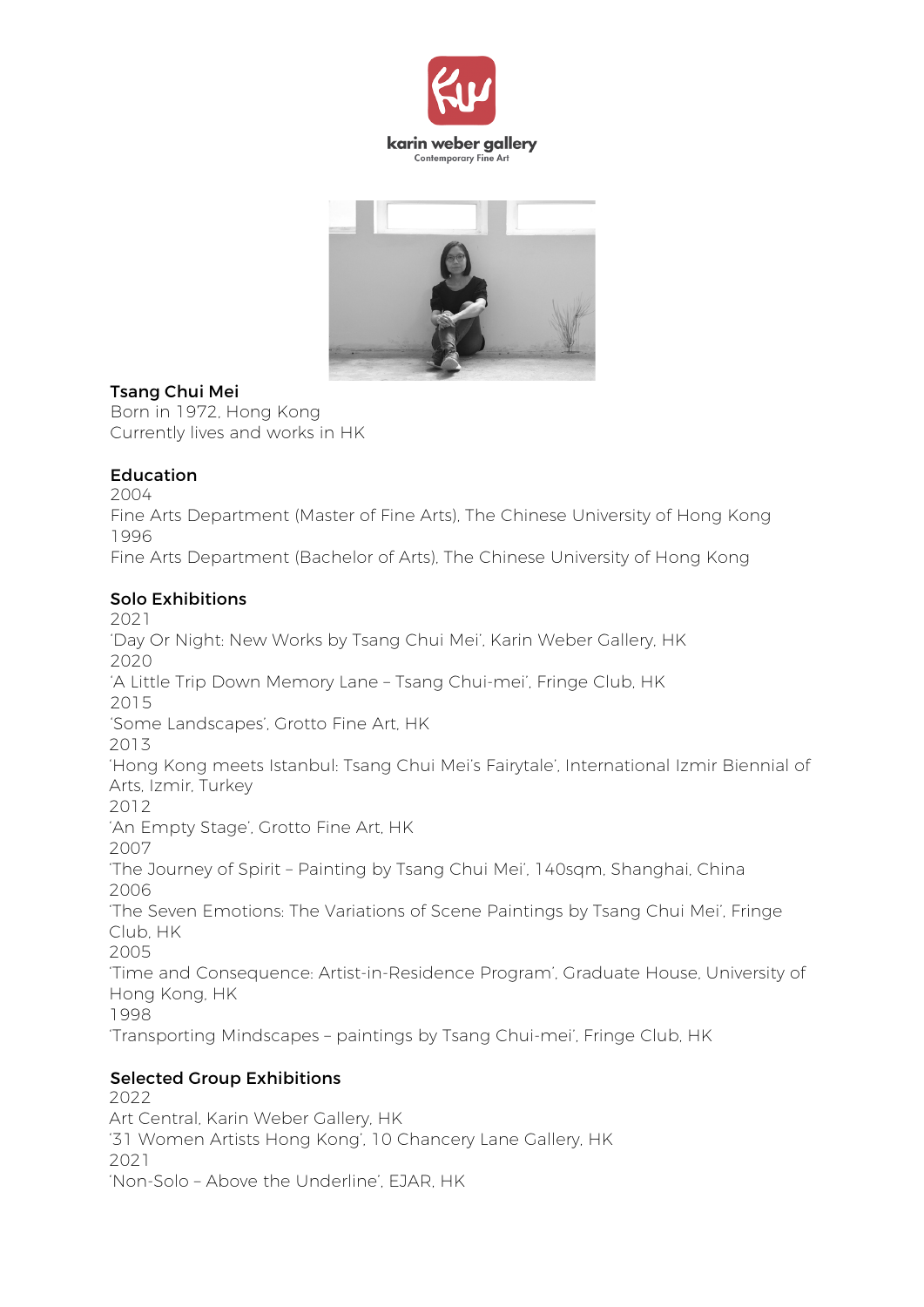karin weber gallery
Contemporary Fine Art

**Tsang Chui Mei**
Born in 1972, Hong Kong
Currently lives and works in HK

**Education**

2004
Fine Arts Department (Master of Fine Arts), The Chinese University of Hong Kong
1996
Fine Arts Department (Bachelor of Arts), The Chinese University of Hong Kong

**Solo Exhibitions**

2021
'Day Or Night: New Works by Tsang Chui Mei', Karin Weber Gallery, HK
2020
'A Little Trip Down Memory Lane – Tsang Chui-mei', Fringe Club, HK
2015
'Some Landscapes', Grotto Fine Art, HK
2013
'Hong Kong meets Istanbul: Tsang Chui Mei's Fairytale', International Izmir Biennial of Arts, Izmir, Turkey
2012
'An Empty Stage', Grotto Fine Art, HK
2007
'The Journey of Spirit – Painting by Tsang Chui Mei', 140sqm, Shanghai, China
2006
'The Seven Emotions: The Variations of Scene Paintings by Tsang Chui Mei', Fringe Club, HK
2005
'Time and Consequence: Artist-in-Residence Program', Graduate House, University of Hong Kong, HK
1998
'Transporting Mindscapes – paintings by Tsang Chui-mei', Fringe Club, HK

**Selected Group Exhibitions**

2022
Art Central, Karin Weber Gallery, HK
'31 Women Artists Hong Kong', 10 Chancery Lane Gallery, HK
2021
'Non-Solo – Above the Underline', EJAR, HK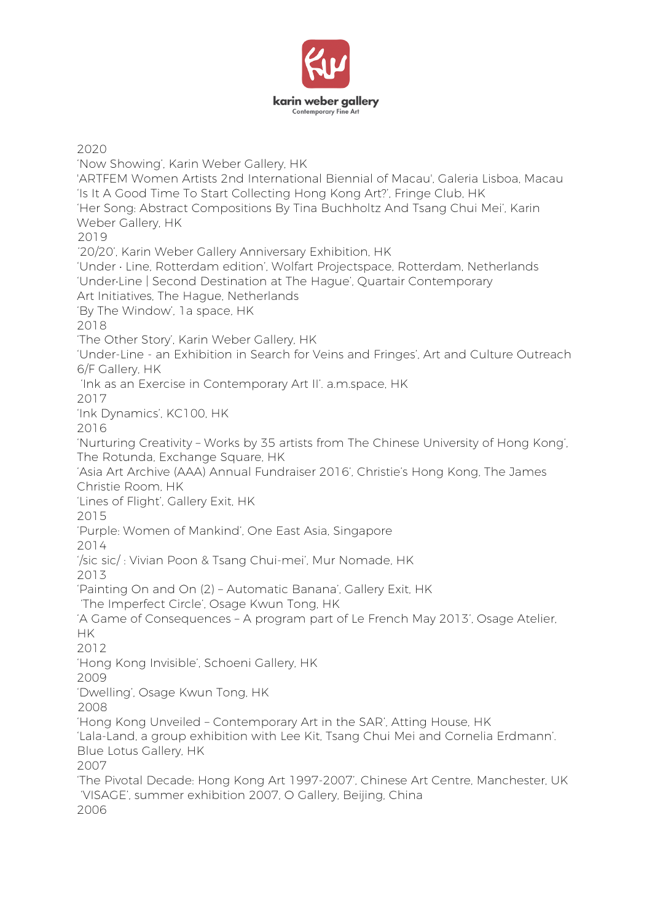2020

'Now Showing', Karin Weber Gallery, HK

'ARTFEM Women Artists 2nd International Biennial of Macau', Galeria Lisboa, Macau

'Is It A Good Time To Start Collecting Hong Kong Art?', Fringe Club, HK

'Her Song: Abstract Compositions By Tina Buchholtz And Tsang Chui Mei', Karin Weber Gallery, HK

2019

'20/20', Karin Weber Gallery Anniversary Exhibition, HK

'Under · Line, Rotterdam edition', Wolfart Projectspace, Rotterdam, Netherlands

'Under·Line | Second Destination at The Hague', Quartair Contemporary Art Initiatives, The Hague, Netherlands

'By The Window', 1a space, HK

2018

'The Other Story', Karin Weber Gallery, HK

'Under-Line - an Exhibition in Search for Veins and Fringes', Art and Culture Outreach 6/F Gallery, HK

'Ink as an Exercise in Contemporary Art II'. a.m.space, HK

2017

'Ink Dynamics', KC100, HK

2016

'Nurturing Creativity – Works by 35 artists from The Chinese University of Hong Kong', The Rotunda, Exchange Square, HK

'Asia Art Archive (AAA) Annual Fundraiser 2016', Christie's Hong Kong, The James Christie Room, HK

'Lines of Flight', Gallery Exit, HK

2015

'Purple: Women of Mankind', One East Asia, Singapore

2014

'/sic sic/ : Vivian Poon & Tsang Chui-mei', Mur Nomade, HK

2013

'Painting On and On (2) – Automatic Banana', Gallery Exit, HK

'The Imperfect Circle', Osage Kwun Tong, HK

'A Game of Consequences – A program part of Le French May 2013', Osage Atelier, HK

2012

'Hong Kong Invisible', Schoeni Gallery, HK

2009

'Dwelling', Osage Kwun Tong, HK

2008

'Hong Kong Unveiled – Contemporary Art in the SAR', Atting House, HK

'Lala-Land, a group exhibition with Lee Kit, Tsang Chui Mei and Cornelia Erdmann'. Blue Lotus Gallery, HK

2007

'The Pivotal Decade: Hong Kong Art 1997-2007', Chinese Art Centre, Manchester, UK

'VISAGE', summer exhibition 2007, O Gallery, Beijing, China

2006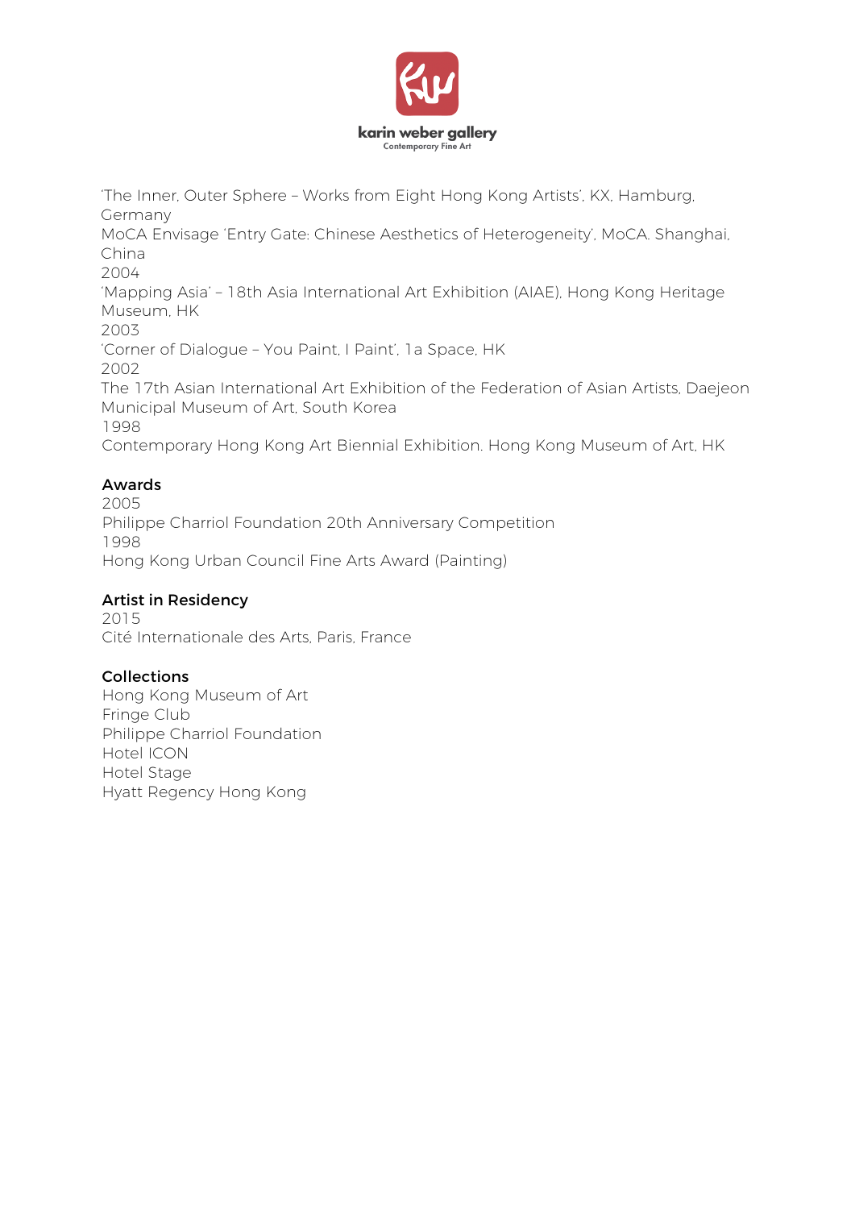'The Inner, Outer Sphere – Works from Eight Hong Kong Artists', KX, Hamburg, Germany
MoCA Envisage 'Entry Gate: Chinese Aesthetics of Heterogeneity', MoCA. Shanghai, China
2004
'Mapping Asia' – 18th Asia International Art Exhibition (AIAE), Hong Kong Heritage Museum, HK
2003
'Corner of Dialogue – You Paint, I Paint', 1a Space, HK
2002
The 17th Asian International Art Exhibition of the Federation of Asian Artists, Daejeon Municipal Museum of Art, South Korea
1998
Contemporary Hong Kong Art Biennial Exhibition. Hong Kong Museum of Art, HK

## Awards

2005
Philippe Charriol Foundation 20th Anniversary Competition
1998
Hong Kong Urban Council Fine Arts Award (Painting)

## Artist in Residency

2015
Cité Internationale des Arts, Paris, France

## Collections

Hong Kong Museum of Art
Fringe Club
Philippe Charriol Foundation
Hotel ICON
Hotel Stage
Hyatt Regency Hong Kong